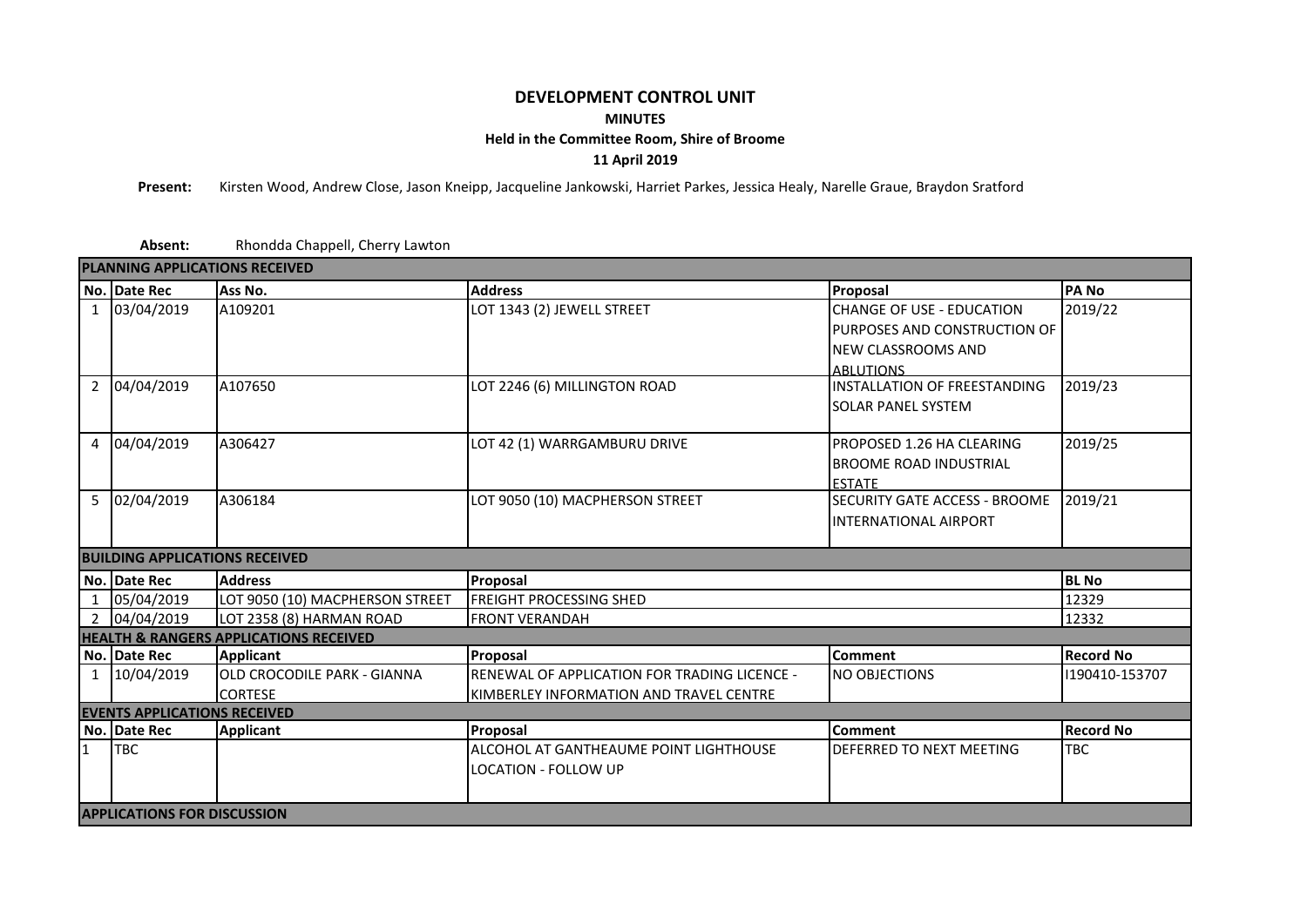# DEVELOPMENT CONTROL UNIT

## MINUTES

### Held in the Committee Room, Shire of Broome

### 11 April 2019

**Present:** Kirsten Wood, Andrew Close, Jason Kneipp, Jacqueline Jankowski, Harriet Parkes, Jessica Healy, Narelle Graue, Braydon Sratford

**Absent:** Rhondda Chappell, Cherry Lawton

**PLANNING APPLICATIONS RECEIVED**

| No. | Date Rec | Ass No. | Address | Proposal | PA No |
|---|---|---|---|---|---|
| 1 | 03/04/2019 | A109201 | LOT 1343 (2) JEWELL STREET | CHANGE OF USE - EDUCATION PURPOSES AND CONSTRUCTION OF NEW CLASSROOMS AND ABLUTIONS | 2019/22 |
| 2 | 04/04/2019 | A107650 | LOT 2246 (6) MILLINGTON ROAD | INSTALLATION OF FREESTANDING SOLAR PANEL SYSTEM | 2019/23 |
| 4 | 04/04/2019 | A306427 | LOT 42 (1) WARRGAMBURU DRIVE | PROPOSED 1.26 HA CLEARING BROOME ROAD INDUSTRIAL ESTATE | 2019/25 |
| 5 | 02/04/2019 | A306184 | LOT 9050 (10) MACPHERSON STREET | SECURITY GATE ACCESS - BROOME INTERNATIONAL AIRPORT | 2019/21 |

**BUILDING APPLICATIONS RECEIVED**

| No. | Date Rec | Address | Proposal | BL No |
|---|---|---|---|---|
| 1 | 05/04/2019 | LOT 9050 (10) MACPHERSON STREET | FREIGHT PROCESSING SHED | 12329 |
| 2 | 04/04/2019 | LOT 2358 (8) HARMAN ROAD | FRONT VERANDAH | 12332 |

**HEALTH & RANGERS APPLICATIONS RECEIVED**

| No. | Date Rec | Applicant | Proposal | Comment | Record No |
|---|---|---|---|---|---|
| 1 | 10/04/2019 | OLD CROCODILE PARK - GIANNA CORTESE | RENEWAL OF APPLICATION FOR TRADING LICENCE - KIMBERLEY INFORMATION AND TRAVEL CENTRE | NO OBJECTIONS | I190410-153707 |

**EVENTS APPLICATIONS RECEIVED**

| No. | Date Rec | Applicant | Proposal | Comment | Record No |
|---|---|---|---|---|---|
| 1 | TBC | | ALCOHOL AT GANTHEAUME POINT LIGHTHOUSE LOCATION - FOLLOW UP | DEFERRED TO NEXT MEETING | TBC |

**APPLICATIONS FOR DISCUSSION**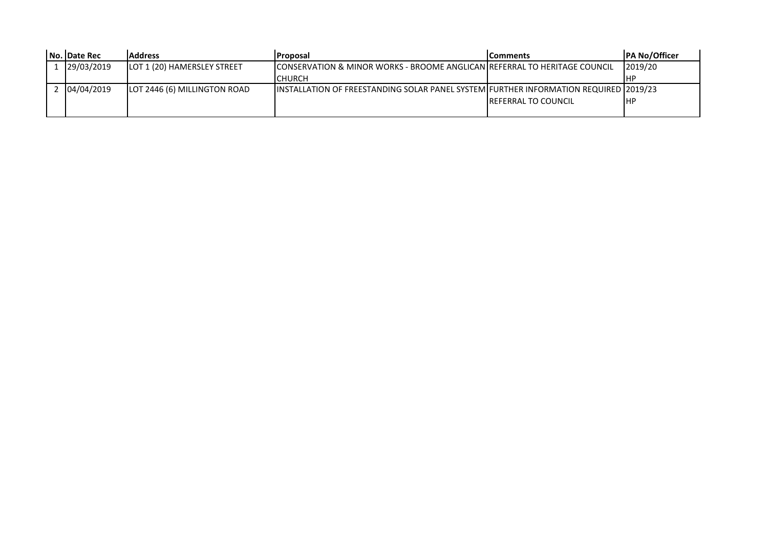| No. | Date Rec | Address | Proposal | Comments | PA No/Officer |
| --- | --- | --- | --- | --- | --- |
| 1 | 29/03/2019 | LOT 1 (20) HAMERSLEY STREET | CONSERVATION & MINOR WORKS - BROOME ANGLICAN CHURCH | REFERRAL TO HERITAGE COUNCIL | 2019/20 HP |
| 2 | 04/04/2019 | LOT 2446 (6) MILLINGTON ROAD | INSTALLATION OF FREESTANDING SOLAR PANEL SYSTEM | FURTHER INFORMATION REQUIRED REFERRAL TO COUNCIL | 2019/23 HP |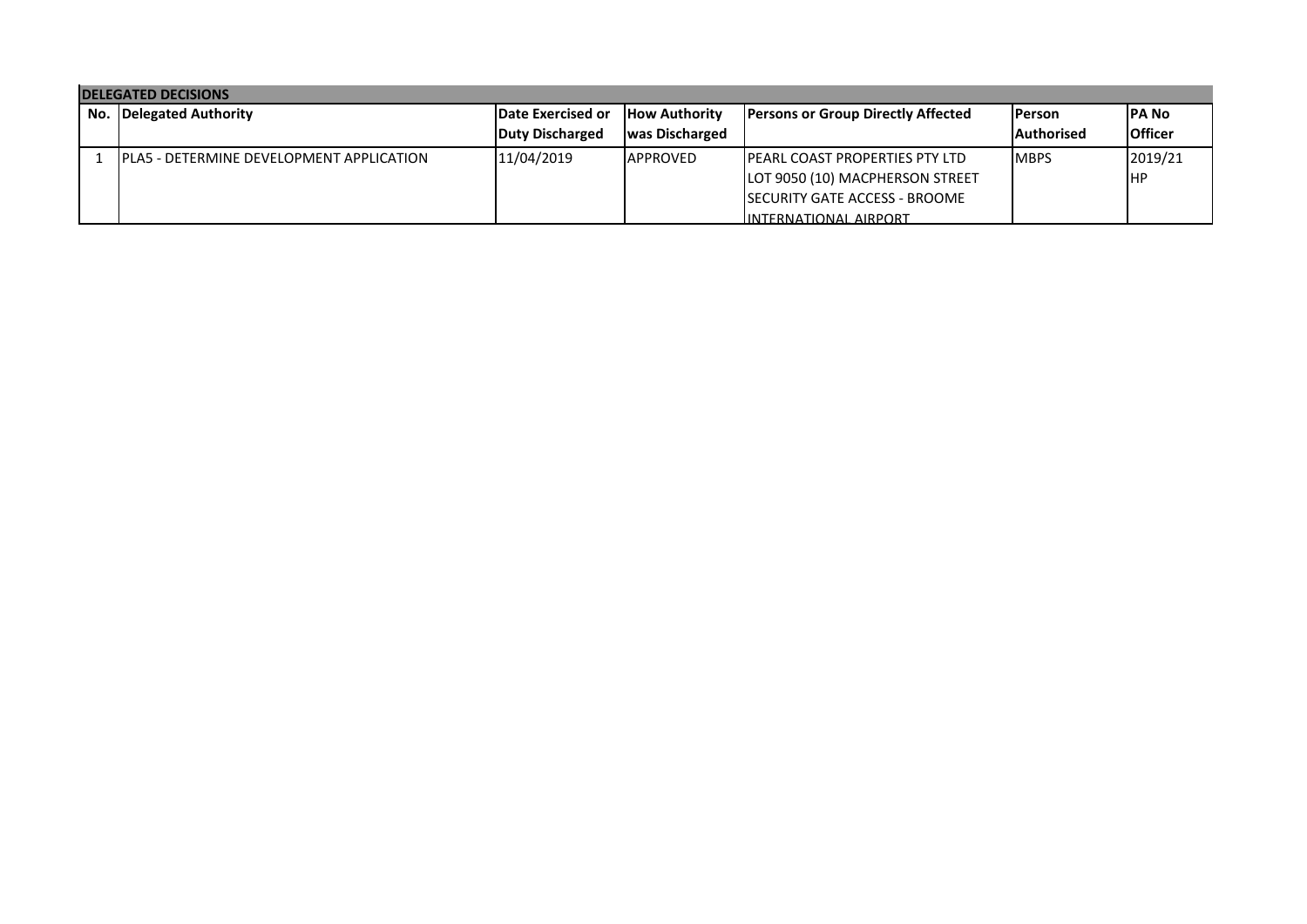**DELEGATED DECISIONS**

| No. | Delegated Authority | Date Exercised or Duty Discharged | How Authority was Discharged | Persons or Group Directly Affected | Person Authorised | PA No Officer |
|---|---|---|---|---|---|---|
| 1 | PLA5 - DETERMINE DEVELOPMENT APPLICATION | 11/04/2019 | APPROVED | PEARL COAST PROPERTIES PTY LTD LOT 9050 (10) MACPHERSON STREET SECURITY GATE ACCESS - BROOME INTERNATIONAL AIRPORT | MBPS | 2019/21 HP |